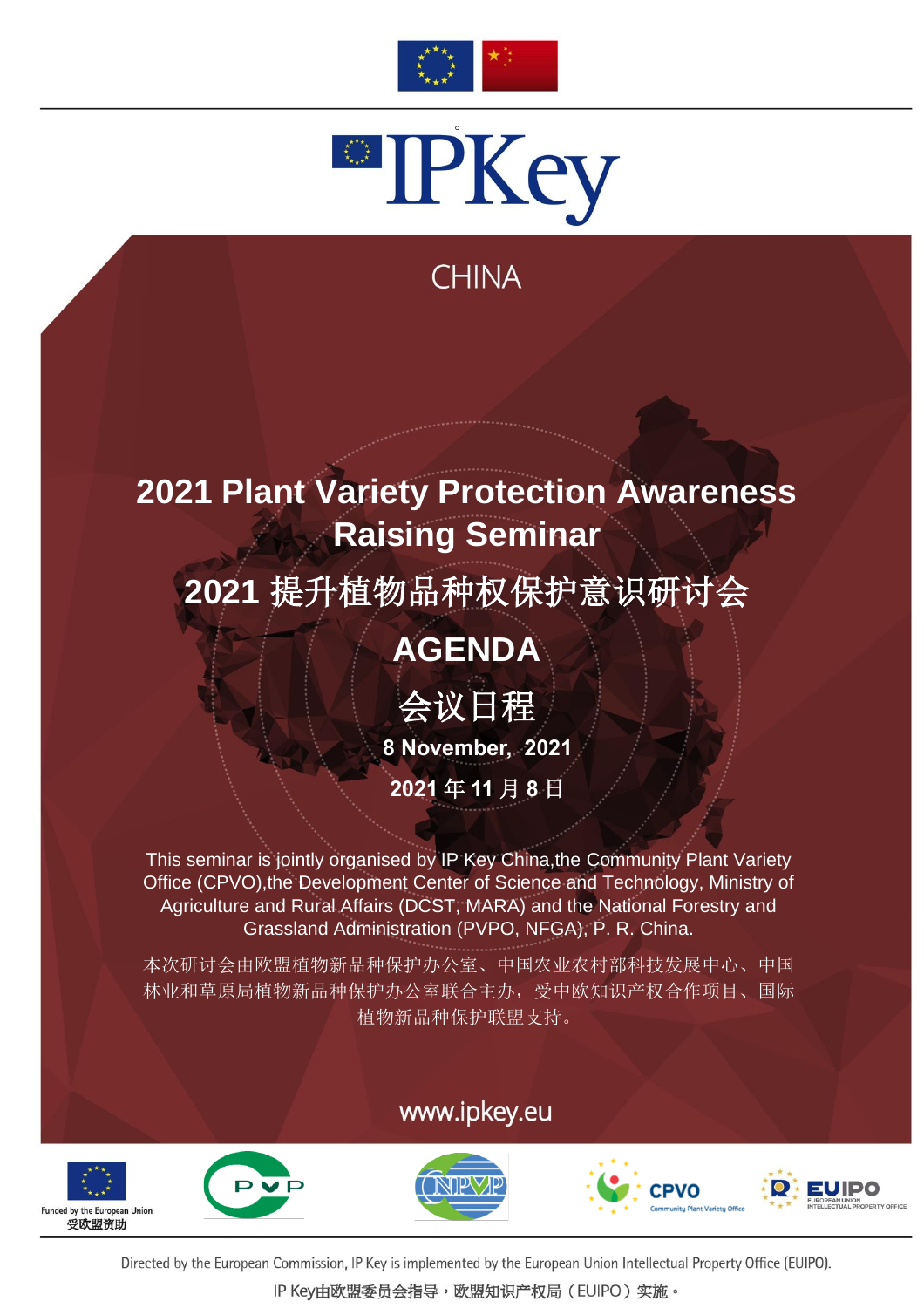IPKey

CHINA

# 2021 Plant Variety Protection Awareness Raising Seminar

# 2021 提升植物品种权保护意识研讨会

## AGENDA

## 会议日程

**8 November, 2021**

**2021 年 11 月 8 日**

This seminar is jointly organised by IP Key China,the Community Plant Variety Office (CPVO),the Development Center of Science and Technology, Ministry of Agriculture and Rural Affairs (DCST, MARA) and the National Forestry and Grassland Administration (PVPO, NFGA), P. R. China.

本次研讨会由欧盟植物新品种保护办公室、中国农业农村部科技发展中心、中国林业和草原局植物新品种保护办公室联合主办，受中欧知识产权合作项目、国际植物新品种保护联盟支持。

www.ipkey.eu

Funded by the European Union
受欧盟资助

PVP

CNPVP

CPVO
Community Plant Variety Office

EUIPO
EUROPEAN UNION INTELLECTUAL PROPERTY OFFICE

Directed by the European Commission, IP Key is implemented by the European Union Intellectual Property Office (EUIPO).

IP Key由欧盟委员会指导，欧盟知识产权局（EUIPO）实施。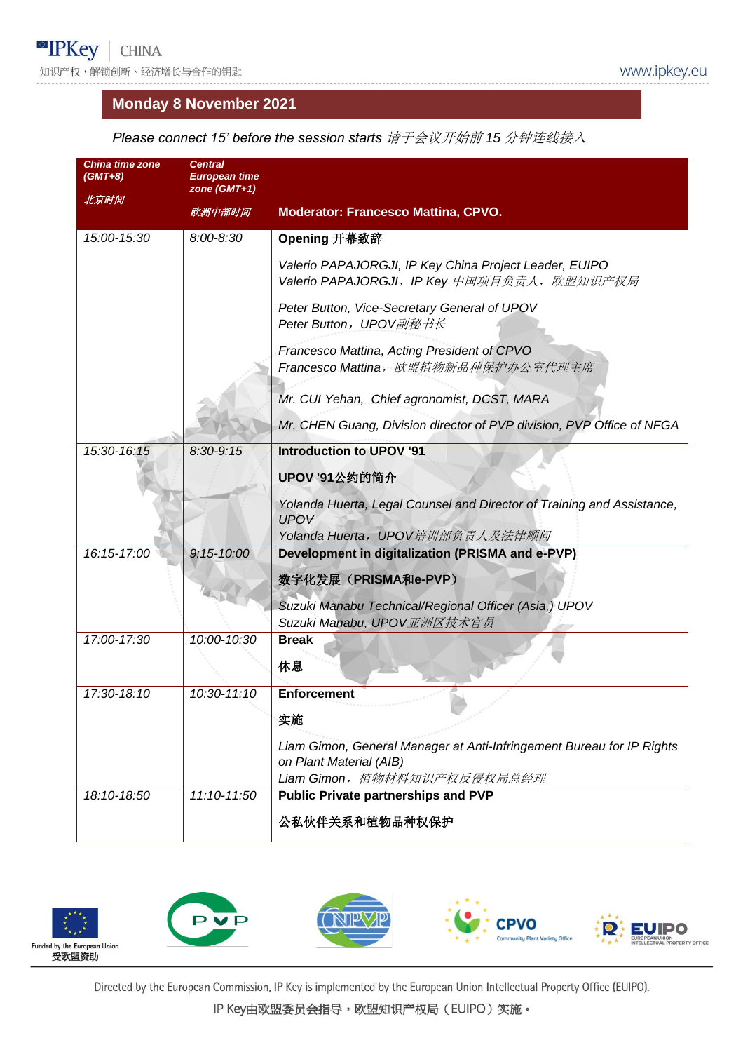## Monday 8 November 2021

*Please connect 15' before the session starts 请于会议开始前 15 分钟连线接入*

| *China time zone (GMT+8)*<br>*北京时间* | *Central European time zone (GMT+1)*<br>*欧洲中部时间* | **Moderator: Francesco Mattina, CPVO.** |
|---|---|---|
| *15:00-15:30* | *8:00-8:30* | **Opening 开幕致辞**<br>*Valerio PAPAJORGJI, IP Key China Project Leader, EUIPO*<br>*Valerio PAPAJORGJI，IP Key 中国项目负责人，欧盟知识产权局*<br>*Peter Button, Vice-Secretary General of UPOV*<br>*Peter Button，UPOV副秘书长*<br>*Francesco Mattina, Acting President of CPVO*<br>*Francesco Mattina，欧盟植物新品种保护办公室代理主席*<br>*Mr. CUI Yehan, Chief agronomist, DCST, MARA*<br>*Mr. CHEN Guang, Division director of PVP division, PVP Office of NFGA* |
| *15:30-16:15* | *8:30-9:15* | **Introduction to UPOV '91**<br>**UPOV '91公约的简介**<br>*Yolanda Huerta, Legal Counsel and Director of Training and Assistance, UPOV*<br>*Yolanda Huerta，UPOV培训部负责人及法律顾问* |
| *16:15-17:00* | *9:15-10:00* | **Development in digitalization (PRISMA and e-PVP)**<br>**数字化发展（PRISMA和e-PVP）**<br>*Suzuki Manabu Technical/Regional Officer (Asia,) UPOV*<br>*Suzuki Manabu, UPOV亚洲区技术官员* |
| *17:00-17:30* | *10:00-10:30* | **Break**<br>**休息** |
| *17:30-18:10* | *10:30-11:10* | **Enforcement**<br>**实施**<br>*Liam Gimon, General Manager at Anti-Infringement Bureau for IP Rights on Plant Material (AIB)*<br>*Liam Gimon，植物材料知识产权反侵权局总经理* |
| *18:10-18:50* | *11:10-11:50* | **Public Private partnerships and PVP**<br>**公私伙伴关系和植物品种权保护** |

Funded by the European Union
受欧盟资助

Directed by the European Commission, IP Key is implemented by the European Union Intellectual Property Office (EUIPO).
IP Key由欧盟委员会指导，欧盟知识产权局（EUIPO）实施。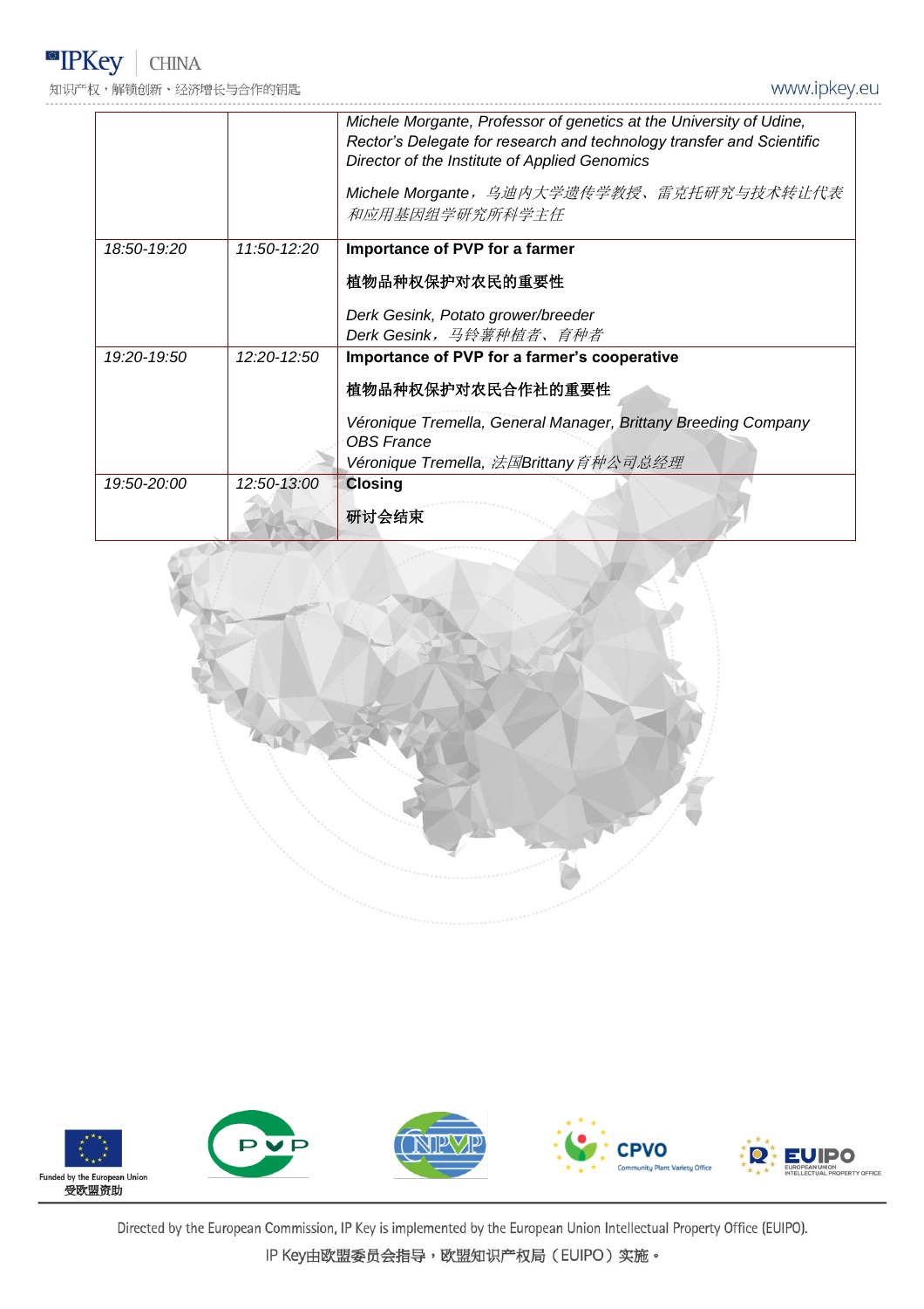| | | |
|---|---|---|
| | | *Michele Morgante, Professor of genetics at the University of Udine, Rector's Delegate for research and technology transfer and Scientific Director of the Institute of Applied Genomics*<br><br>*Michele Morgante，乌迪内大学遗传学教授、雷克托研究与技术转让代表和应用基因组学研究所科学主任* |
| *18:50-19:20* | *11:50-12:20* | **Importance of PVP for a farmer**<br><br>**植物品种权保护对农民的重要性**<br><br>*Derk Gesink, Potato grower/breeder*<br>*Derk Gesink，马铃薯种植者、育种者* |
| *19:20-19:50* | *12:20-12:50* | **Importance of PVP for a farmer's cooperative**<br><br>**植物品种权保护对农民合作社的重要性**<br><br>*Véronique Tremella, General Manager, Brittany Breeding Company OBS France*<br>*Véronique Tremella, 法国Brittany育种公司总经理* |
| *19:50-20:00* | *12:50-13:00* | **Closing**<br><br>**研讨会结束** |

Funded by the European Union
受欧盟资助

Directed by the European Commission, IP Key is implemented by the European Union Intellectual Property Office (EUIPO).

IP Key由欧盟委员会指导，欧盟知识产权局（EUIPO）实施。